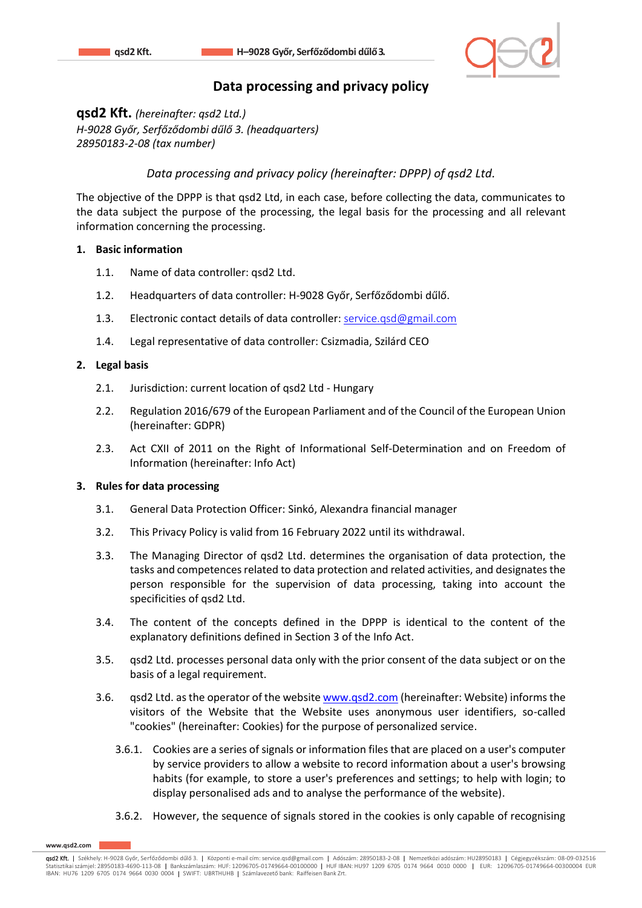# Data processing and privacy policy

**qsd2 Kft.** *(hereinafter: qsd2 Ltd.)*
*H-9028 Győr, Serfőződombi dűlő 3. (headquarters)*
*28950183-2-08 (tax number)*

*Data processing and privacy policy (hereinafter: DPPP) of qsd2 Ltd.*

The objective of the DPPP is that qsd2 Ltd, in each case, before collecting the data, communicates to the data subject the purpose of the processing, the legal basis for the processing and all relevant information concerning the processing.

1. **Basic information**
   - 1.1. Name of data controller: qsd2 Ltd.
   - 1.2. Headquarters of data controller: H-9028 Győr, Serfőződombi dűlő.
   - 1.3. Electronic contact details of data controller: service.qsd@gmail.com
   - 1.4. Legal representative of data controller: Csizmadia, Szilárd CEO

2. **Legal basis**
   - 2.1. Jurisdiction: current location of qsd2 Ltd - Hungary
   - 2.2. Regulation 2016/679 of the European Parliament and of the Council of the European Union (hereinafter: GDPR)
   - 2.3. Act CXII of 2011 on the Right of Informational Self-Determination and on Freedom of Information (hereinafter: Info Act)

3. **Rules for data processing**
   - 3.1. General Data Protection Officer: Sinkó, Alexandra financial manager
   - 3.2. This Privacy Policy is valid from 16 February 2022 until its withdrawal.
   - 3.3. The Managing Director of qsd2 Ltd. determines the organisation of data protection, the tasks and competences related to data protection and related activities, and designates the person responsible for the supervision of data processing, taking into account the specificities of qsd2 Ltd.
   - 3.4. The content of the concepts defined in the DPPP is identical to the content of the explanatory definitions defined in Section 3 of the Info Act.
   - 3.5. qsd2 Ltd. processes personal data only with the prior consent of the data subject or on the basis of a legal requirement.
   - 3.6. qsd2 Ltd. as the operator of the website www.qsd2.com (hereinafter: Website) informs the visitors of the Website that the Website uses anonymous user identifiers, so-called "cookies" (hereinafter: Cookies) for the purpose of personalized service.
     - 3.6.1. Cookies are a series of signals or information files that are placed on a user's computer by service providers to allow a website to record information about a user's browsing habits (for example, to store a user's preferences and settings; to help with login; to display personalised ads and to analyse the performance of the website).
     - 3.6.2. However, the sequence of signals stored in the cookies is only capable of recognising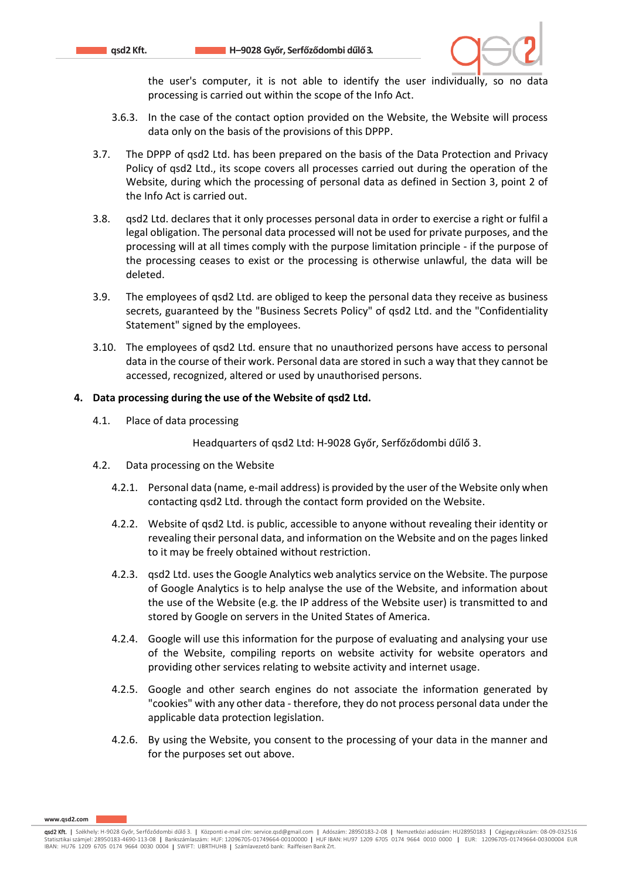the user's computer, it is not able to identify the user individually, so no data processing is carried out within the scope of the Info Act.

3.6.3. In the case of the contact option provided on the Website, the Website will process data only on the basis of the provisions of this DPPP.

3.7. The DPPP of qsd2 Ltd. has been prepared on the basis of the Data Protection and Privacy Policy of qsd2 Ltd., its scope covers all processes carried out during the operation of the Website, during which the processing of personal data as defined in Section 3, point 2 of the Info Act is carried out.

3.8. qsd2 Ltd. declares that it only processes personal data in order to exercise a right or fulfil a legal obligation. The personal data processed will not be used for private purposes, and the processing will at all times comply with the purpose limitation principle - if the purpose of the processing ceases to exist or the processing is otherwise unlawful, the data will be deleted.

3.9. The employees of qsd2 Ltd. are obliged to keep the personal data they receive as business secrets, guaranteed by the "Business Secrets Policy" of qsd2 Ltd. and the "Confidentiality Statement" signed by the employees.

3.10. The employees of qsd2 Ltd. ensure that no unauthorized persons have access to personal data in the course of their work. Personal data are stored in such a way that they cannot be accessed, recognized, altered or used by unauthorised persons.

**4. Data processing during the use of the Website of qsd2 Ltd.**

4.1. Place of data processing

Headquarters of qsd2 Ltd: H-9028 Győr, Serfőződombi dűlő 3.

4.2. Data processing on the Website

4.2.1. Personal data (name, e-mail address) is provided by the user of the Website only when contacting qsd2 Ltd. through the contact form provided on the Website.

4.2.2. Website of qsd2 Ltd. is public, accessible to anyone without revealing their identity or revealing their personal data, and information on the Website and on the pages linked to it may be freely obtained without restriction.

4.2.3. qsd2 Ltd. uses the Google Analytics web analytics service on the Website. The purpose of Google Analytics is to help analyse the use of the Website, and information about the use of the Website (e.g. the IP address of the Website user) is transmitted to and stored by Google on servers in the United States of America.

4.2.4. Google will use this information for the purpose of evaluating and analysing your use of the Website, compiling reports on website activity for website operators and providing other services relating to website activity and internet usage.

4.2.5. Google and other search engines do not associate the information generated by "cookies" with any other data - therefore, they do not process personal data under the applicable data protection legislation.

4.2.6. By using the Website, you consent to the processing of your data in the manner and for the purposes set out above.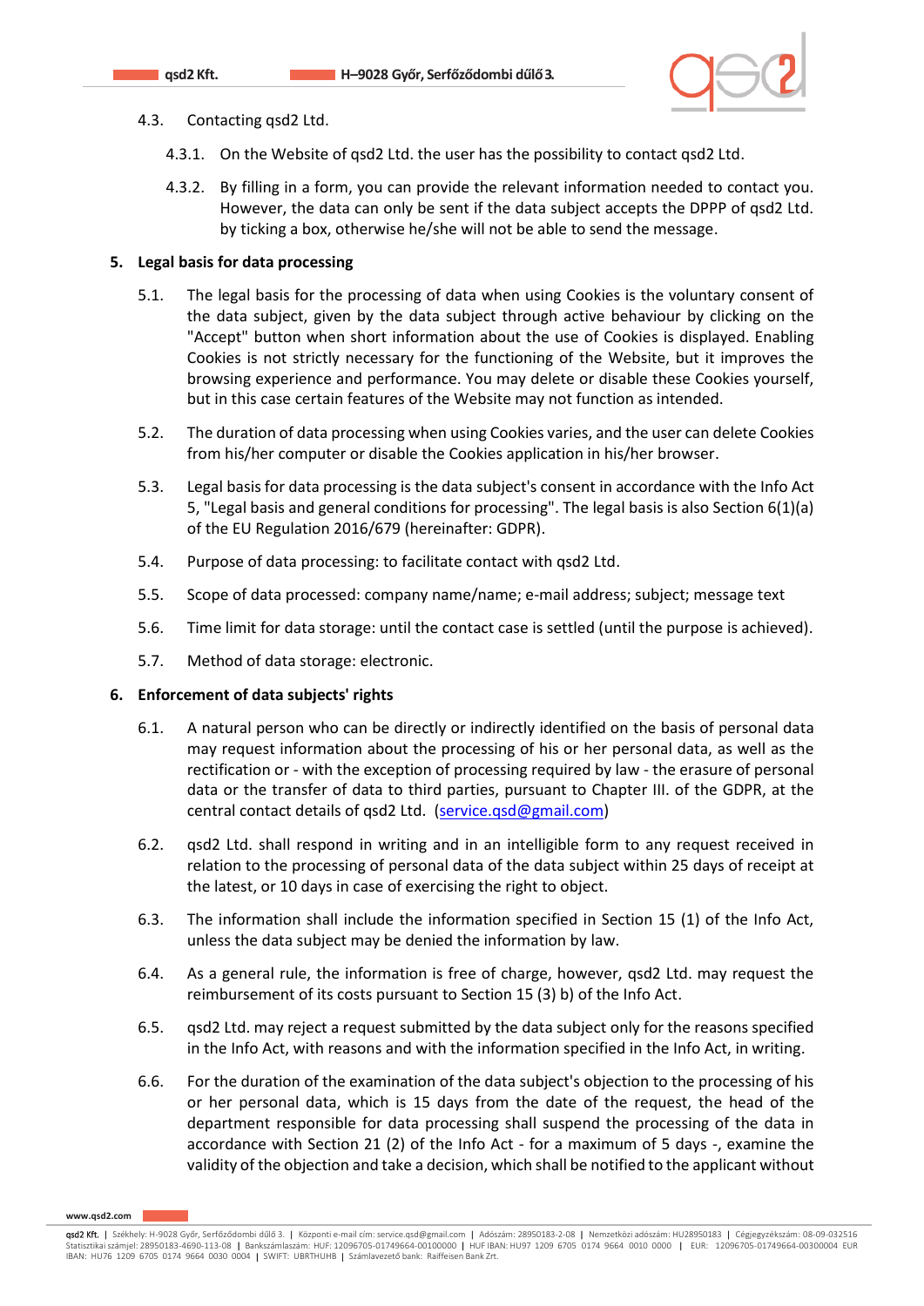4.3. Contacting qsd2 Ltd.

4.3.1. On the Website of qsd2 Ltd. the user has the possibility to contact qsd2 Ltd.

4.3.2. By filling in a form, you can provide the relevant information needed to contact you. However, the data can only be sent if the data subject accepts the DPPP of qsd2 Ltd. by ticking a box, otherwise he/she will not be able to send the message.

## 5. Legal basis for data processing

5.1. The legal basis for the processing of data when using Cookies is the voluntary consent of the data subject, given by the data subject through active behaviour by clicking on the "Accept" button when short information about the use of Cookies is displayed. Enabling Cookies is not strictly necessary for the functioning of the Website, but it improves the browsing experience and performance. You may delete or disable these Cookies yourself, but in this case certain features of the Website may not function as intended.

5.2. The duration of data processing when using Cookies varies, and the user can delete Cookies from his/her computer or disable the Cookies application in his/her browser.

5.3. Legal basis for data processing is the data subject's consent in accordance with the Info Act 5, "Legal basis and general conditions for processing". The legal basis is also Section 6(1)(a) of the EU Regulation 2016/679 (hereinafter: GDPR).

5.4. Purpose of data processing: to facilitate contact with qsd2 Ltd.

5.5. Scope of data processed: company name/name; e-mail address; subject; message text

5.6. Time limit for data storage: until the contact case is settled (until the purpose is achieved).

5.7. Method of data storage: electronic.

## 6. Enforcement of data subjects' rights

6.1. A natural person who can be directly or indirectly identified on the basis of personal data may request information about the processing of his or her personal data, as well as the rectification or - with the exception of processing required by law - the erasure of personal data or the transfer of data to third parties, pursuant to Chapter III. of the GDPR, at the central contact details of qsd2 Ltd. (service.qsd@gmail.com)

6.2. qsd2 Ltd. shall respond in writing and in an intelligible form to any request received in relation to the processing of personal data of the data subject within 25 days of receipt at the latest, or 10 days in case of exercising the right to object.

6.3. The information shall include the information specified in Section 15 (1) of the Info Act, unless the data subject may be denied the information by law.

6.4. As a general rule, the information is free of charge, however, qsd2 Ltd. may request the reimbursement of its costs pursuant to Section 15 (3) b) of the Info Act.

6.5. qsd2 Ltd. may reject a request submitted by the data subject only for the reasons specified in the Info Act, with reasons and with the information specified in the Info Act, in writing.

6.6. For the duration of the examination of the data subject's objection to the processing of his or her personal data, which is 15 days from the date of the request, the head of the department responsible for data processing shall suspend the processing of the data in accordance with Section 21 (2) of the Info Act - for a maximum of 5 days -, examine the validity of the objection and take a decision, which shall be notified to the applicant without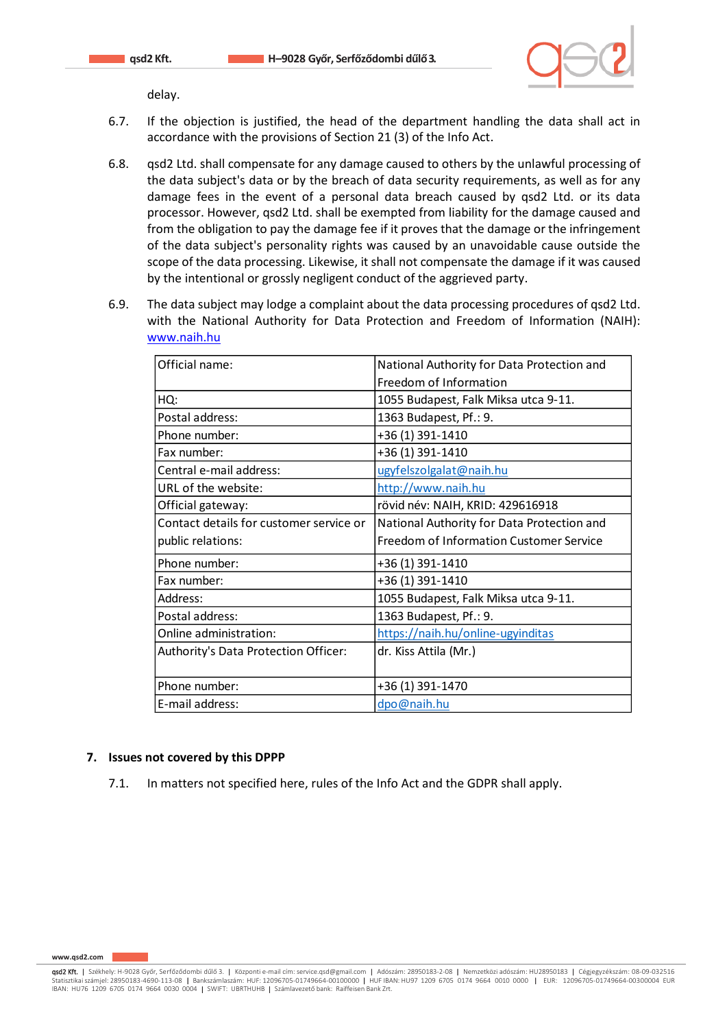delay.

6.7. If the objection is justified, the head of the department handling the data shall act in accordance with the provisions of Section 21 (3) of the Info Act.

6.8. qsd2 Ltd. shall compensate for any damage caused to others by the unlawful processing of the data subject's data or by the breach of data security requirements, as well as for any damage fees in the event of a personal data breach caused by qsd2 Ltd. or its data processor. However, qsd2 Ltd. shall be exempted from liability for the damage caused and from the obligation to pay the damage fee if it proves that the damage or the infringement of the data subject's personality rights was caused by an unavoidable cause outside the scope of the data processing. Likewise, it shall not compensate the damage if it was caused by the intentional or grossly negligent conduct of the aggrieved party.

6.9. The data subject may lodge a complaint about the data processing procedures of qsd2 Ltd. with the National Authority for Data Protection and Freedom of Information (NAIH): www.naih.hu

| | |
|---|---|
| Official name: | National Authority for Data Protection and Freedom of Information |
| HQ: | 1055 Budapest, Falk Miksa utca 9-11. |
| Postal address: | 1363 Budapest, Pf.: 9. |
| Phone number: | +36 (1) 391-1410 |
| Fax number: | +36 (1) 391-1410 |
| Central e-mail address: | ugyfelszolgalat@naih.hu |
| URL of the website: | http://www.naih.hu |
| Official gateway: | rövid név: NAIH, KRID: 429616918 |
| Contact details for customer service or public relations: | National Authority for Data Protection and Freedom of Information Customer Service |
| Phone number: | +36 (1) 391-1410 |
| Fax number: | +36 (1) 391-1410 |
| Address: | 1055 Budapest, Falk Miksa utca 9-11. |
| Postal address: | 1363 Budapest, Pf.: 9. |
| Online administration: | https://naih.hu/online-ugyinditas |
| Authority's Data Protection Officer: | dr. Kiss Attila (Mr.) |
| Phone number: | +36 (1) 391-1470 |
| E-mail address: | dpo@naih.hu |

## 7. Issues not covered by this DPPP

7.1. In matters not specified here, rules of the Info Act and the GDPR shall apply.